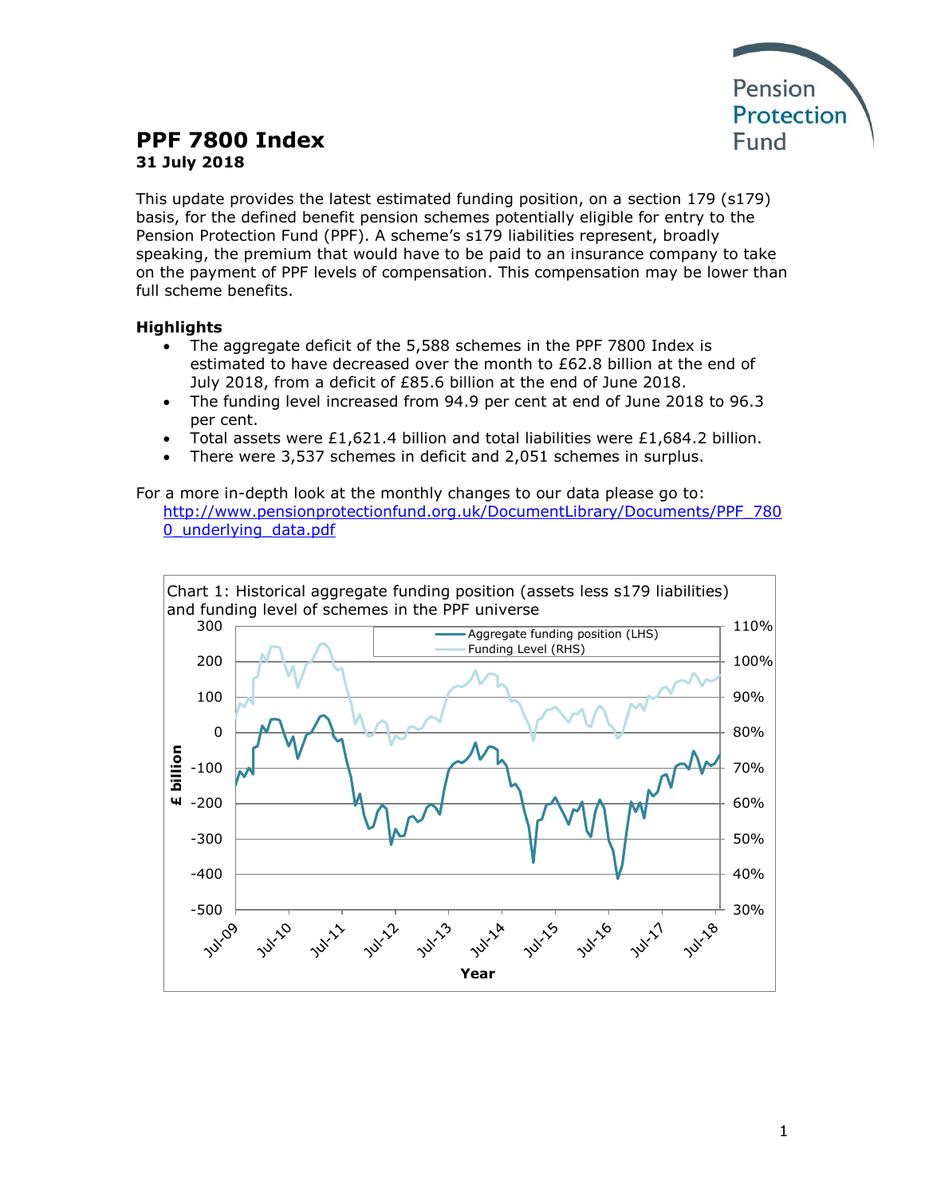# PPF 7800 Index

**31 July 2018**

This update provides the latest estimated funding position, on a section 179 (s179) basis, for the defined benefit pension schemes potentially eligible for entry to the Pension Protection Fund (PPF). A scheme's s179 liabilities represent, broadly speaking, the premium that would have to be paid to an insurance company to take on the payment of PPF levels of compensation. This compensation may be lower than full scheme benefits.

## Highlights

- The aggregate deficit of the 5,588 schemes in the PPF 7800 Index is estimated to have decreased over the month to £62.8 billion at the end of July 2018, from a deficit of £85.6 billion at the end of June 2018.
- The funding level increased from 94.9 per cent at end of June 2018 to 96.3 per cent.
- Total assets were £1,621.4 billion and total liabilities were £1,684.2 billion.
- There were 3,537 schemes in deficit and 2,051 schemes in surplus.

For a more in-depth look at the monthly changes to our data please go to:
http://www.pensionprotectionfund.org.uk/DocumentLibrary/Documents/PPF_7800_underlying_data.pdf

Chart 1: Historical aggregate funding position (assets less s179 liabilities) and funding level of schemes in the PPF universe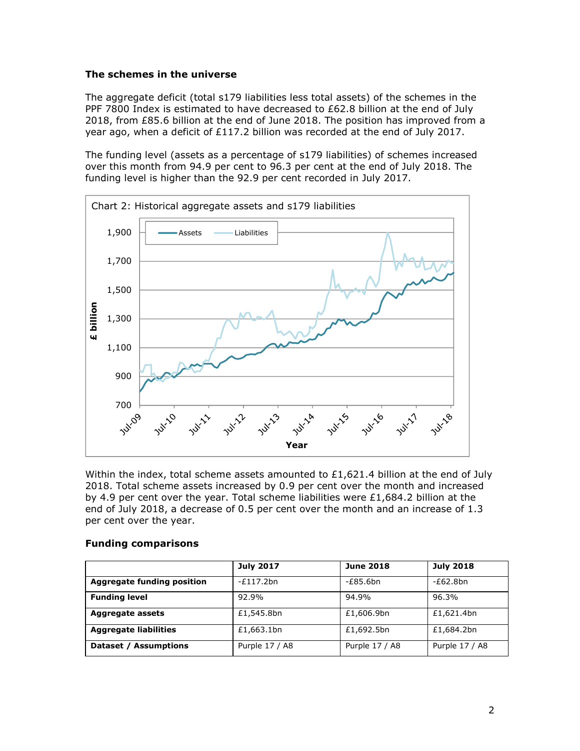**The schemes in the universe**

The aggregate deficit (total s179 liabilities less total assets) of the schemes in the PPF 7800 Index is estimated to have decreased to £62.8 billion at the end of July 2018, from £85.6 billion at the end of June 2018. The position has improved from a year ago, when a deficit of £117.2 billion was recorded at the end of July 2017.

The funding level (assets as a percentage of s179 liabilities) of schemes increased over this month from 94.9 per cent to 96.3 per cent at the end of July 2018. The funding level is higher than the 92.9 per cent recorded in July 2017.

Chart 2: Historical aggregate assets and s179 liabilities

Within the index, total scheme assets amounted to £1,621.4 billion at the end of July 2018. Total scheme assets increased by 0.9 per cent over the month and increased by 4.9 per cent over the year. Total scheme liabilities were £1,684.2 billion at the end of July 2018, a decrease of 0.5 per cent over the month and an increase of 1.3 per cent over the year.

**Funding comparisons**

| | July 2017 | June 2018 | July 2018 |
|---|---|---|---|
| **Aggregate funding position** | -£117.2bn | -£85.6bn | -£62.8bn |
| **Funding level** | 92.9% | 94.9% | 96.3% |
| **Aggregate assets** | £1,545.8bn | £1,606.9bn | £1,621.4bn |
| **Aggregate liabilities** | £1,663.1bn | £1,692.5bn | £1,684.2bn |
| **Dataset / Assumptions** | Purple 17 / A8 | Purple 17 / A8 | Purple 17 / A8 |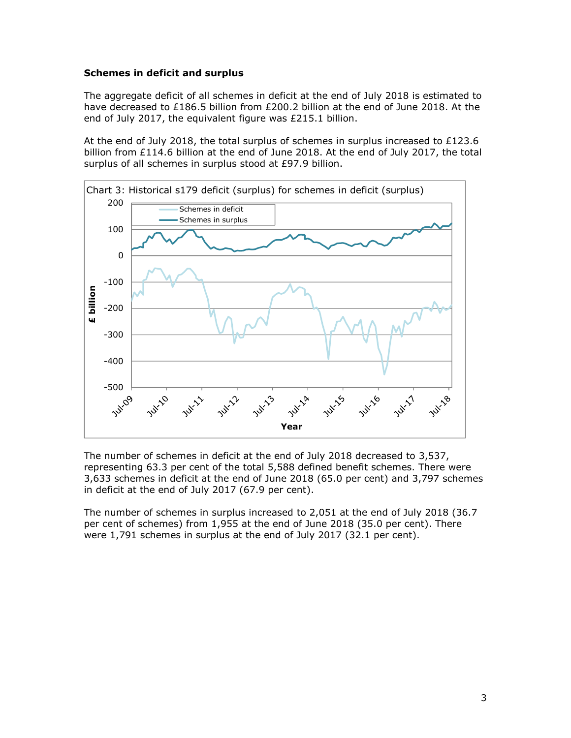**Schemes in deficit and surplus**

The aggregate deficit of all schemes in deficit at the end of July 2018 is estimated to have decreased to £186.5 billion from £200.2 billion at the end of June 2018. At the end of July 2017, the equivalent figure was £215.1 billion.

At the end of July 2018, the total surplus of schemes in surplus increased to £123.6 billion from £114.6 billion at the end of June 2018. At the end of July 2017, the total surplus of all schemes in surplus stood at £97.9 billion.

Chart 3: Historical s179 deficit (surplus) for schemes in deficit (surplus)

The number of schemes in deficit at the end of July 2018 decreased to 3,537, representing 63.3 per cent of the total 5,588 defined benefit schemes. There were 3,633 schemes in deficit at the end of June 2018 (65.0 per cent) and 3,797 schemes in deficit at the end of July 2017 (67.9 per cent).

The number of schemes in surplus increased to 2,051 at the end of July 2018 (36.7 per cent of schemes) from 1,955 at the end of June 2018 (35.0 per cent). There were 1,791 schemes in surplus at the end of July 2017 (32.1 per cent).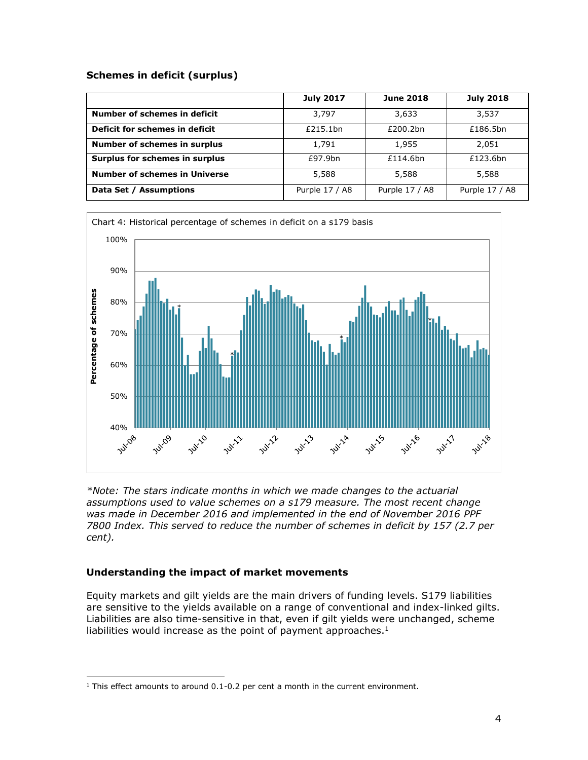### Schemes in deficit (surplus)

| | July 2017 | June 2018 | July 2018 |
|---|---|---|---|
| **Number of schemes in deficit** | 3,797 | 3,633 | 3,537 |
| **Deficit for schemes in deficit** | £215.1bn | £200.2bn | £186.5bn |
| **Number of schemes in surplus** | 1,791 | 1,955 | 2,051 |
| **Surplus for schemes in surplus** | £97.9bn | £114.6bn | £123.6bn |
| **Number of schemes in Universe** | 5,588 | 5,588 | 5,588 |
| **Data Set / Assumptions** | Purple 17 / A8 | Purple 17 / A8 | Purple 17 / A8 |

Chart 4: Historical percentage of schemes in deficit on a s179 basis

*\*Note: The stars indicate months in which we made changes to the actuarial assumptions used to value schemes on a s179 measure. The most recent change was made in December 2016 and implemented in the end of November 2016 PPF 7800 Index. This served to reduce the number of schemes in deficit by 157 (2.7 per cent).*

### Understanding the impact of market movements

Equity markets and gilt yields are the main drivers of funding levels. S179 liabilities are sensitive to the yields available on a range of conventional and index-linked gilts. Liabilities are also time-sensitive in that, even if gilt yields were unchanged, scheme liabilities would increase as the point of payment approaches.[1]

[1] This effect amounts to around 0.1-0.2 per cent a month in the current environment.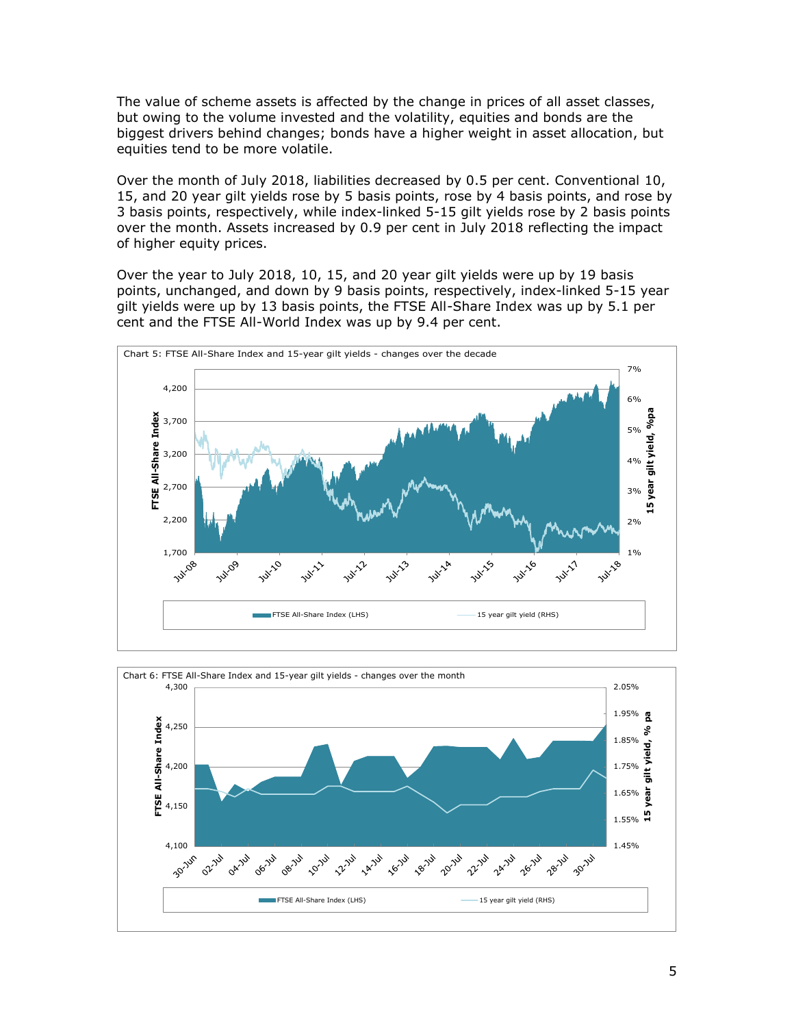The value of scheme assets is affected by the change in prices of all asset classes, but owing to the volume invested and the volatility, equities and bonds are the biggest drivers behind changes; bonds have a higher weight in asset allocation, but equities tend to be more volatile.

Over the month of July 2018, liabilities decreased by 0.5 per cent. Conventional 10, 15, and 20 year gilt yields rose by 5 basis points, rose by 4 basis points, and rose by 3 basis points, respectively, while index-linked 5-15 gilt yields rose by 2 basis points over the month. Assets increased by 0.9 per cent in July 2018 reflecting the impact of higher equity prices.

Over the year to July 2018, 10, 15, and 20 year gilt yields were up by 19 basis points, unchanged, and down by 9 basis points, respectively, index-linked 5-15 year gilt yields were up by 13 basis points, the FTSE All-Share Index was up by 5.1 per cent and the FTSE All-World Index was up by 9.4 per cent.

Chart 5: FTSE All-Share Index and 15-year gilt yields - changes over the decade

Chart 6: FTSE All-Share Index and 15-year gilt yields - changes over the month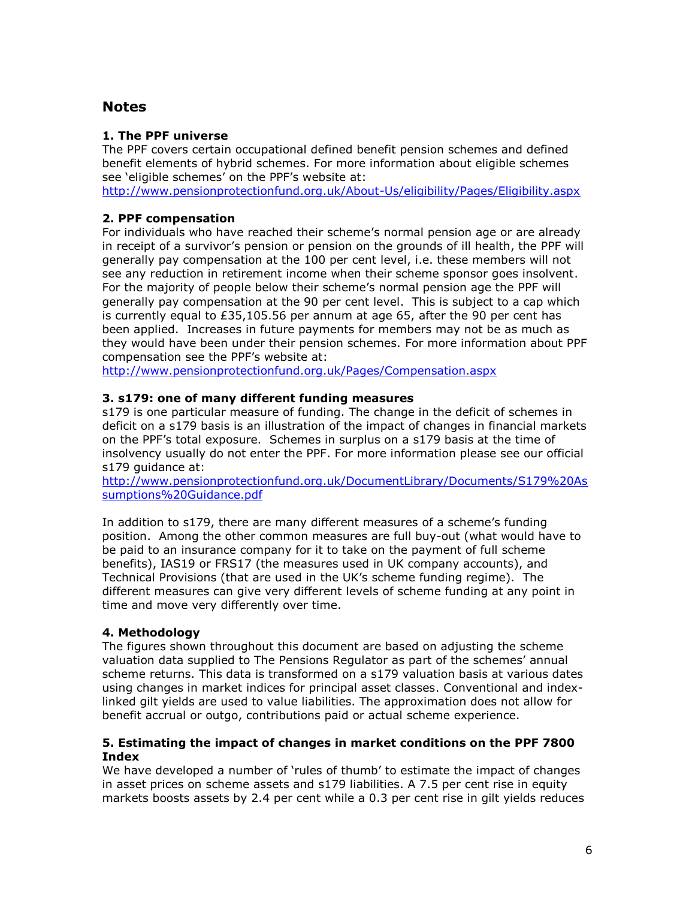## Notes

### 1. The PPF universe

The PPF covers certain occupational defined benefit pension schemes and defined benefit elements of hybrid schemes. For more information about eligible schemes see 'eligible schemes' on the PPF's website at: http://www.pensionprotectionfund.org.uk/About-Us/eligibility/Pages/Eligibility.aspx

### 2. PPF compensation

For individuals who have reached their scheme's normal pension age or are already in receipt of a survivor's pension or pension on the grounds of ill health, the PPF will generally pay compensation at the 100 per cent level, i.e. these members will not see any reduction in retirement income when their scheme sponsor goes insolvent. For the majority of people below their scheme's normal pension age the PPF will generally pay compensation at the 90 per cent level. This is subject to a cap which is currently equal to £35,105.56 per annum at age 65, after the 90 per cent has been applied. Increases in future payments for members may not be as much as they would have been under their pension schemes. For more information about PPF compensation see the PPF's website at: http://www.pensionprotectionfund.org.uk/Pages/Compensation.aspx

### 3. s179: one of many different funding measures

s179 is one particular measure of funding. The change in the deficit of schemes in deficit on a s179 basis is an illustration of the impact of changes in financial markets on the PPF's total exposure. Schemes in surplus on a s179 basis at the time of insolvency usually do not enter the PPF. For more information please see our official s179 guidance at: http://www.pensionprotectionfund.org.uk/DocumentLibrary/Documents/S179%20Assumptions%20Guidance.pdf

In addition to s179, there are many different measures of a scheme's funding position. Among the other common measures are full buy-out (what would have to be paid to an insurance company for it to take on the payment of full scheme benefits), IAS19 or FRS17 (the measures used in UK company accounts), and Technical Provisions (that are used in the UK's scheme funding regime). The different measures can give very different levels of scheme funding at any point in time and move very differently over time.

### 4. Methodology

The figures shown throughout this document are based on adjusting the scheme valuation data supplied to The Pensions Regulator as part of the schemes' annual scheme returns. This data is transformed on a s179 valuation basis at various dates using changes in market indices for principal asset classes. Conventional and index-linked gilt yields are used to value liabilities. The approximation does not allow for benefit accrual or outgo, contributions paid or actual scheme experience.

### 5. Estimating the impact of changes in market conditions on the PPF 7800 Index

We have developed a number of 'rules of thumb' to estimate the impact of changes in asset prices on scheme assets and s179 liabilities. A 7.5 per cent rise in equity markets boosts assets by 2.4 per cent while a 0.3 per cent rise in gilt yields reduces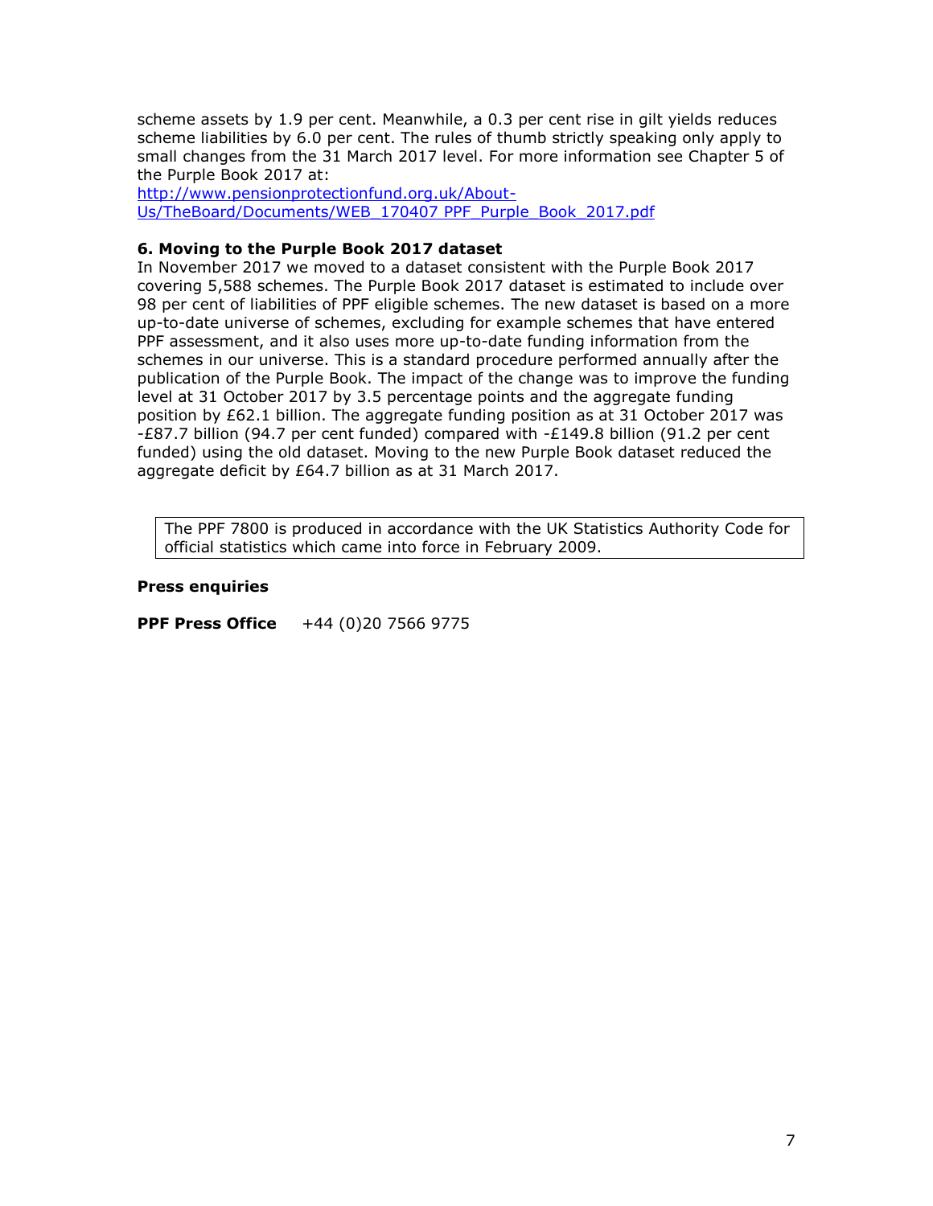scheme assets by 1.9 per cent. Meanwhile, a 0.3 per cent rise in gilt yields reduces scheme liabilities by 6.0 per cent. The rules of thumb strictly speaking only apply to small changes from the 31 March 2017 level. For more information see Chapter 5 of the Purple Book 2017 at:
[http://www.pensionprotectionfund.org.uk/About-Us/TheBoard/Documents/WEB_170407 PPF_Purple_Book_2017.pdf](http://www.pensionprotectionfund.org.uk/About-Us/TheBoard/Documents/WEB_170407_PPF_Purple_Book_2017.pdf)

**6. Moving to the Purple Book 2017 dataset**

In November 2017 we moved to a dataset consistent with the Purple Book 2017 covering 5,588 schemes. The Purple Book 2017 dataset is estimated to include over 98 per cent of liabilities of PPF eligible schemes. The new dataset is based on a more up-to-date universe of schemes, excluding for example schemes that have entered PPF assessment, and it also uses more up-to-date funding information from the schemes in our universe. This is a standard procedure performed annually after the publication of the Purple Book. The impact of the change was to improve the funding level at 31 October 2017 by 3.5 percentage points and the aggregate funding position by £62.1 billion. The aggregate funding position as at 31 October 2017 was -£87.7 billion (94.7 per cent funded) compared with -£149.8 billion (91.2 per cent funded) using the old dataset. Moving to the new Purple Book dataset reduced the aggregate deficit by £64.7 billion as at 31 March 2017.

The PPF 7800 is produced in accordance with the UK Statistics Authority Code for official statistics which came into force in February 2009.

**Press enquiries**

**PPF Press Office** +44 (0)20 7566 9775